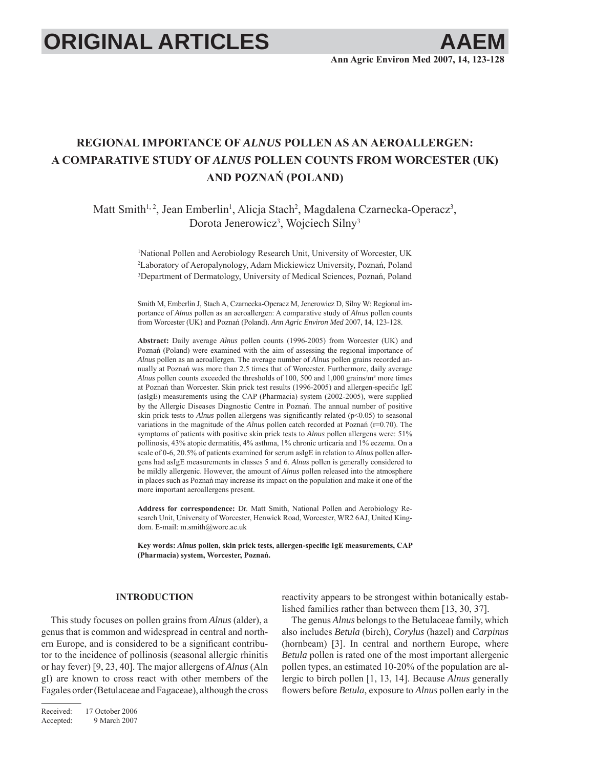# REGIONAL IMPORTANCE OF *ALNUS* POLLEN AS AN AEROALLERGEN: A COMPARATIVE STUDY OF *ALNUS* POLLEN COUNTS FROM WORCESTER (UK) AND POZNAŃ (POLAND)

Matt Smith[1, 2], Jean Emberlin[1], Alicja Stach[2], Magdalena Czarnecka-Operacz[3], Dorota Jenerowicz[3], Wojciech Silny[3]

[1]National Pollen and Aerobiology Research Unit, University of Worcester, UK
[2]Laboratory of Aeropalynology, Adam Mickiewicz University, Poznań, Poland
[3]Department of Dermatology, University of Medical Sciences, Poznań, Poland

Smith M, Emberlin J, Stach A, Czarnecka-Operacz M, Jenerowicz D, Silny W: Regional importance of *Alnus* pollen as an aeroallergen: A comparative study of *Alnus* pollen counts from Worcester (UK) and Poznań (Poland). *Ann Agric Environ Med* 2007, **14**, 123-128.

**Abstract:** Daily average *Alnus* pollen counts (1996-2005) from Worcester (UK) and Poznań (Poland) were examined with the aim of assessing the regional importance of *Alnus* pollen as an aeroallergen. The average number of *Alnus* pollen grains recorded annually at Poznań was more than 2.5 times that of Worcester. Furthermore, daily average *Alnus* pollen counts exceeded the thresholds of 100, 500 and 1,000 grains/m$^3$ more times at Poznań than Worcester. Skin prick test results (1996-2005) and allergen-specific IgE (asIgE) measurements using the CAP (Pharmacia) system (2002-2005), were supplied by the Allergic Diseases Diagnostic Centre in Poznań. The annual number of positive skin prick tests to *Alnus* pollen allergens was significantly related ($p<0.05$) to seasonal variations in the magnitude of the *Alnus* pollen catch recorded at Poznań ($r=0.70$). The symptoms of patients with positive skin prick tests to *Alnus* pollen allergens were: 51% pollinosis, 43% atopic dermatitis, 4% asthma, 1% chronic urticaria and 1% eczema. On a scale of 0-6, 20.5% of patients examined for serum asIgE in relation to *Alnus* pollen allergens had asIgE measurements in classes 5 and 6. *Alnus* pollen is generally considered to be mildly allergenic. However, the amount of *Alnus* pollen released into the atmosphere in places such as Poznań may increase its impact on the population and make it one of the more important aeroallergens present.

**Address for correspondence:** Dr. Matt Smith, National Pollen and Aerobiology Research Unit, University of Worcester, Henwick Road, Worcester, WR2 6AJ, United Kingdom. E-mail: m.smith@worc.ac.uk

**Key words: *Alnus* pollen, skin prick tests, allergen-specific IgE measurements, CAP (Pharmacia) system, Worcester, Poznań.**

## INTRODUCTION

This study focuses on pollen grains from *Alnus* (alder), a genus that is common and widespread in central and northern Europe, and is considered to be a significant contributor to the incidence of pollinosis (seasonal allergic rhinitis or hay fever) [9, 23, 40]. The major allergens of *Alnus* (Aln gI) are known to cross react with other members of the Fagales order (Betulaceae and Fagaceae), although the cross reactivity appears to be strongest within botanically established families rather than between them [13, 30, 37].

The genus *Alnus* belongs to the Betulaceae family, which also includes *Betula* (birch), *Corylus* (hazel) and *Carpinus* (hornbeam) [3]. In central and northern Europe, where *Betula* pollen is rated one of the most important allergenic pollen types, an estimated 10-20% of the population are allergic to birch pollen [1, 13, 14]. Because *Alnus* generally flowers before *Betula*, exposure to *Alnus* pollen early in the

Received: 17 October 2006
Accepted: 9 March 2007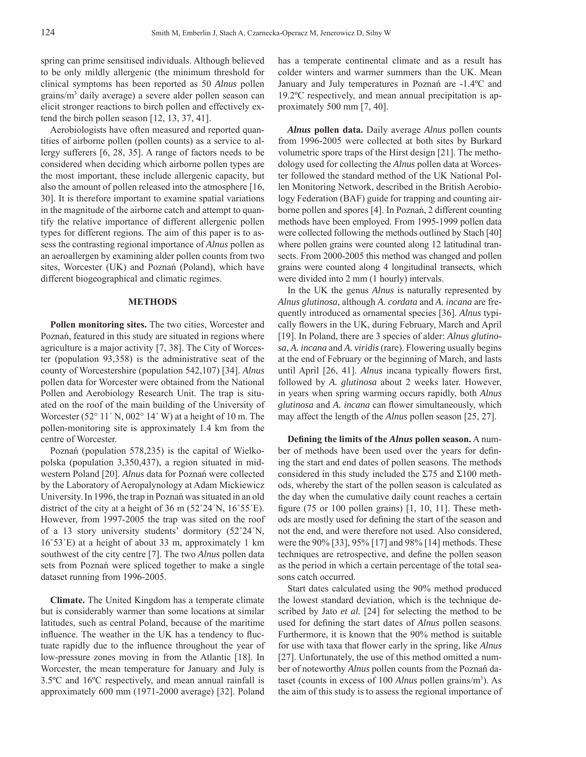spring can prime sensitised individuals. Although believed to be only mildly allergenic (the minimum threshold for clinical symptoms has been reported as 50 *Alnus* pollen grains/m$^3$ daily average) a severe alder pollen season can elicit stronger reactions to birch pollen and effectively extend the birch pollen season [12, 13, 37, 41].

Aerobiologists have often measured and reported quantities of airborne pollen (pollen counts) as a service to allergy sufferers [6, 28, 35]. A range of factors needs to be considered when deciding which airborne pollen types are the most important, these include allergenic capacity, but also the amount of pollen released into the atmosphere [16, 30]. It is therefore important to examine spatial variations in the magnitude of the airborne catch and attempt to quantify the relative importance of different allergenic pollen types for different regions. The aim of this paper is to assess the contrasting regional importance of *Alnus* pollen as an aeroallergen by examining alder pollen counts from two sites, Worcester (UK) and Poznań (Poland), which have different biogeographical and climatic regimes.

## METHODS

**Pollen monitoring sites.** The two cities, Worcester and Poznań, featured in this study are situated in regions where agriculture is a major activity [7, 38]. The City of Worcester (population 93,358) is the administrative seat of the county of Worcestershire (population 542,107) [34]. *Alnus* pollen data for Worcester were obtained from the National Pollen and Aerobiology Research Unit. The trap is situated on the roof of the main building of the University of Worcester (52° 11´ N, 002° 14´ W) at a height of 10 m. The pollen-monitoring site is approximately 1.4 km from the centre of Worcester.

Poznań (population 578,235) is the capital of Wielkopolska (population 3,350,437), a region situated in mid-western Poland [20]. *Alnus* data for Poznań were collected by the Laboratory of Aeropalynology at Adam Mickiewicz University. In 1996, the trap in Poznań was situated in an old district of the city at a height of 36 m (52˚24´N, 16˚55´E). However, from 1997-2005 the trap was sited on the roof of a 13 story university students' dormitory (52˚24´N, 16˚53´E) at a height of about 33 m, approximately 1 km southwest of the city centre [7]. The two *Alnus* pollen data sets from Poznań were spliced together to make a single dataset running from 1996-2005.

**Climate.** The United Kingdom has a temperate climate but is considerably warmer than some locations at similar latitudes, such as central Poland, because of the maritime influence. The weather in the UK has a tendency to fluctuate rapidly due to the influence throughout the year of low-pressure zones moving in from the Atlantic [18]. In Worcester, the mean temperature for January and July is 3.5ºC and 16ºC respectively, and mean annual rainfall is approximately 600 mm (1971-2000 average) [32]. Poland has a temperate continental climate and as a result has colder winters and warmer summers than the UK. Mean January and July temperatures in Poznań are -1.4ºC and 19.2ºC respectively, and mean annual precipitation is approximately 500 mm [7, 40].

***Alnus* pollen data.** Daily average *Alnus* pollen counts from 1996-2005 were collected at both sites by Burkard volumetric spore traps of the Hirst design [21]. The methodology used for collecting the *Alnus* pollen data at Worcester followed the standard method of the UK National Pollen Monitoring Network, described in the British Aerobiology Federation (BAF) guide for trapping and counting airborne pollen and spores [4]. In Poznań, 2 different counting methods have been employed. From 1995-1999 pollen data were collected following the methods outlined by Stach [40] where pollen grains were counted along 12 latitudinal transects. From 2000-2005 this method was changed and pollen grains were counted along 4 longitudinal transects, which were divided into 2 mm (1 hourly) intervals.

In the UK the genus *Alnus* is naturally represented by *Alnus glutinosa*, although *A. cordata* and *A. incana* are frequently introduced as ornamental species [36]. *Alnus* typically flowers in the UK, during February, March and April [19]. In Poland, there are 3 species of alder: *Alnus glutinosa*, *A. incana* and *A. viridis* (rare). Flowering usually begins at the end of February or the beginning of March, and lasts until April [26, 41]. *Alnus* incana typically flowers first, followed by *A. glutinosa* about 2 weeks later. However, in years when spring warming occurs rapidly, both *Alnus glutinosa* and *A. incana* can flower simultaneously, which may affect the length of the *Alnus* pollen season [25, 27].

**Defining the limits of the *Alnus* pollen season.** A number of methods have been used over the years for defining the start and end dates of pollen seasons. The methods considered in this study included the Σ75 and Σ100 methods, whereby the start of the pollen season is calculated as the day when the cumulative daily count reaches a certain figure (75 or 100 pollen grains) [1, 10, 11]. These methods are mostly used for defining the start of the season and not the end, and were therefore not used. Also considered, were the 90% [33], 95% [17] and 98% [14] methods. These techniques are retrospective, and define the pollen season as the period in which a certain percentage of the total seasons catch occurred.

Start dates calculated using the 90% method produced the lowest standard deviation, which is the technique described by Jato *et al.* [24] for selecting the method to be used for defining the start dates of *Alnus* pollen seasons. Furthermore, it is known that the 90% method is suitable for use with taxa that flower early in the spring, like *Alnus* [27]. Unfortunately, the use of this method omitted a number of noteworthy *Alnus* pollen counts from the Poznań dataset (counts in excess of 100 *Alnus* pollen grains/m$^3$). As the aim of this study is to assess the regional importance of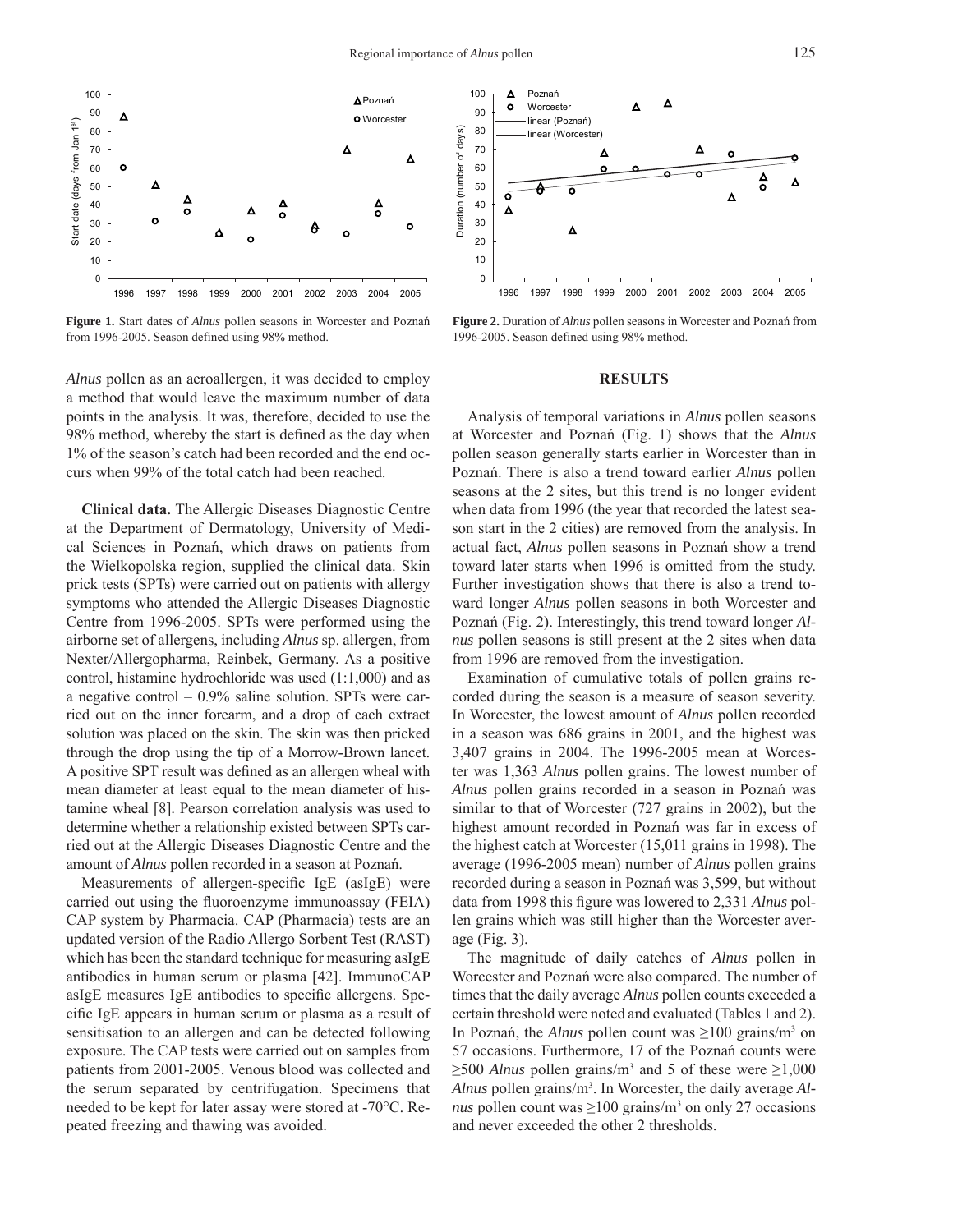**Figure 1.** Start dates of *Alnus* pollen seasons in Worcester and Poznań from 1996-2005. Season defined using 98% method.

**Figure 2.** Duration of *Alnus* pollen seasons in Worcester and Poznań from 1996-2005. Season defined using 98% method.

*Alnus* pollen as an aeroallergen, it was decided to employ a method that would leave the maximum number of data points in the analysis. It was, therefore, decided to use the 98% method, whereby the start is defined as the day when 1% of the season's catch had been recorded and the end occurs when 99% of the total catch had been reached.

**Clinical data.** The Allergic Diseases Diagnostic Centre at the Department of Dermatology, University of Medical Sciences in Poznań, which draws on patients from the Wielkopolska region, supplied the clinical data. Skin prick tests (SPTs) were carried out on patients with allergy symptoms who attended the Allergic Diseases Diagnostic Centre from 1996-2005. SPTs were performed using the airborne set of allergens, including *Alnus* sp. allergen, from Nexter/Allergopharma, Reinbek, Germany. As a positive control, histamine hydrochloride was used (1:1,000) and as a negative control – 0.9% saline solution. SPTs were carried out on the inner forearm, and a drop of each extract solution was placed on the skin. The skin was then pricked through the drop using the tip of a Morrow-Brown lancet. A positive SPT result was defined as an allergen wheal with mean diameter at least equal to the mean diameter of histamine wheal [8]. Pearson correlation analysis was used to determine whether a relationship existed between SPTs carried out at the Allergic Diseases Diagnostic Centre and the amount of *Alnus* pollen recorded in a season at Poznań.

Measurements of allergen-specific IgE (asIgE) were carried out using the fluoroenzyme immunoassay (FEIA) CAP system by Pharmacia. CAP (Pharmacia) tests are an updated version of the Radio Allergo Sorbent Test (RAST) which has been the standard technique for measuring asIgE antibodies in human serum or plasma [42]. ImmunoCAP asIgE measures IgE antibodies to specific allergens. Specific IgE appears in human serum or plasma as a result of sensitisation to an allergen and can be detected following exposure. The CAP tests were carried out on samples from patients from 2001-2005. Venous blood was collected and the serum separated by centrifugation. Specimens that needed to be kept for later assay were stored at -70°C. Repeated freezing and thawing was avoided.

## RESULTS

Analysis of temporal variations in *Alnus* pollen seasons at Worcester and Poznań (Fig. 1) shows that the *Alnus* pollen season generally starts earlier in Worcester than in Poznań. There is also a trend toward earlier *Alnus* pollen seasons at the 2 sites, but this trend is no longer evident when data from 1996 (the year that recorded the latest season start in the 2 cities) are removed from the analysis. In actual fact, *Alnus* pollen seasons in Poznań show a trend toward later starts when 1996 is omitted from the study. Further investigation shows that there is also a trend toward longer *Alnus* pollen seasons in both Worcester and Poznań (Fig. 2). Interestingly, this trend toward longer *Alnus* pollen seasons is still present at the 2 sites when data from 1996 are removed from the investigation.

Examination of cumulative totals of pollen grains recorded during the season is a measure of season severity. In Worcester, the lowest amount of *Alnus* pollen recorded in a season was 686 grains in 2001, and the highest was 3,407 grains in 2004. The 1996-2005 mean at Worcester was 1,363 *Alnus* pollen grains. The lowest number of *Alnus* pollen grains recorded in a season in Poznań was similar to that of Worcester (727 grains in 2002), but the highest amount recorded in Poznań was far in excess of the highest catch at Worcester (15,011 grains in 1998). The average (1996-2005 mean) number of *Alnus* pollen grains recorded during a season in Poznań was 3,599, but without data from 1998 this figure was lowered to 2,331 *Alnus* pollen grains which was still higher than the Worcester average (Fig. 3).

The magnitude of daily catches of *Alnus* pollen in Worcester and Poznań were also compared. The number of times that the daily average *Alnus* pollen counts exceeded a certain threshold were noted and evaluated (Tables 1 and 2). In Poznań, the *Alnus* pollen count was ≥100 grains/m$^3$ on 57 occasions. Furthermore, 17 of the Poznań counts were ≥500 *Alnus* pollen grains/m$^3$ and 5 of these were ≥1,000 *Alnus* pollen grains/m$^3$. In Worcester, the daily average *Alnus* pollen count was ≥100 grains/m$^3$ on only 27 occasions and never exceeded the other 2 thresholds.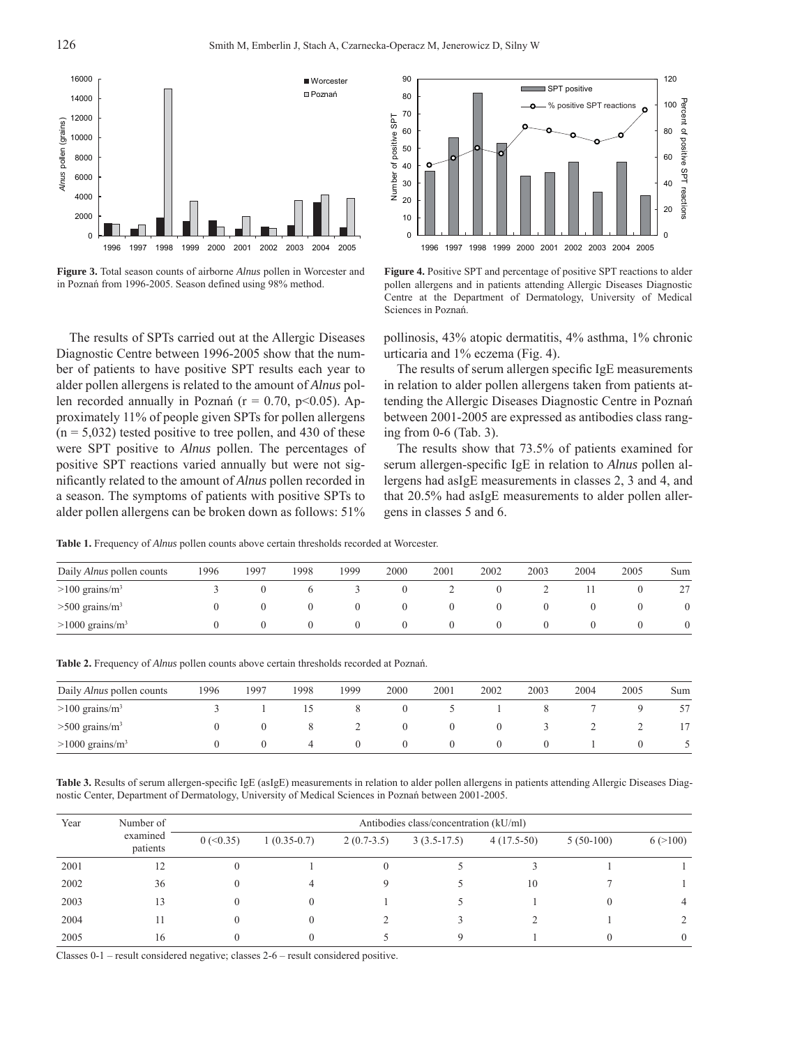**Figure 3.** Total season counts of airborne *Alnus* pollen in Worcester and in Poznań from 1996-2005. Season defined using 98% method.

**Figure 4.** Positive SPT and percentage of positive SPT reactions to alder pollen allergens and in patients attending Allergic Diseases Diagnostic Centre at the Department of Dermatology, University of Medical Sciences in Poznań.

The results of SPTs carried out at the Allergic Diseases Diagnostic Centre between 1996-2005 show that the number of patients to have positive SPT results each year to alder pollen allergens is related to the amount of *Alnus* pollen recorded annually in Poznań ($r = 0.70$, $p<0.05$). Approximately 11% of people given SPTs for pollen allergens ($n = 5,032$) tested positive to tree pollen, and 430 of these were SPT positive to *Alnus* pollen. The percentages of positive SPT reactions varied annually but were not significantly related to the amount of *Alnus* pollen recorded in a season. The symptoms of patients with positive SPTs to alder pollen allergens can be broken down as follows: 51% pollinosis, 43% atopic dermatitis, 4% asthma, 1% chronic urticaria and 1% eczema (Fig. 4).

The results of serum allergen specific IgE measurements in relation to alder pollen allergens taken from patients attending the Allergic Diseases Diagnostic Centre in Poznań between 2001-2005 are expressed as antibodies class ranging from 0-6 (Tab. 3).

The results show that 73.5% of patients examined for serum allergen-specific IgE in relation to *Alnus* pollen allergens had asIgE measurements in classes 2, 3 and 4, and that 20.5% had asIgE measurements to alder pollen allergens in classes 5 and 6.

**Table 1.** Frequency of *Alnus* pollen counts above certain thresholds recorded at Worcester.

| Daily *Alnus* pollen counts | 1996 | 1997 | 1998 | 1999 | 2000 | 2001 | 2002 | 2003 | 2004 | 2005 | Sum |
|---|---|---|---|---|---|---|---|---|---|---|---|
| >100 grains/m$^3$ | 3 | 0 | 6 | 3 | 0 | 2 | 0 | 2 | 11 | 0 | 27 |
| >500 grains/m$^3$ | 0 | 0 | 0 | 0 | 0 | 0 | 0 | 0 | 0 | 0 | 0 |
| >1000 grains/m$^3$ | 0 | 0 | 0 | 0 | 0 | 0 | 0 | 0 | 0 | 0 | 0 |

**Table 2.** Frequency of *Alnus* pollen counts above certain thresholds recorded at Poznań.

| Daily *Alnus* pollen counts | 1996 | 1997 | 1998 | 1999 | 2000 | 2001 | 2002 | 2003 | 2004 | 2005 | Sum |
|---|---|---|---|---|---|---|---|---|---|---|---|
| >100 grains/m$^3$ | 3 | 1 | 15 | 8 | 0 | 5 | 1 | 8 | 7 | 9 | 57 |
| >500 grains/m$^3$ | 0 | 0 | 8 | 2 | 0 | 0 | 0 | 3 | 2 | 2 | 17 |
| >1000 grains/m$^3$ | 0 | 0 | 4 | 0 | 0 | 0 | 0 | 0 | 1 | 0 | 5 |

**Table 3.** Results of serum allergen-specific IgE (asIgE) measurements in relation to alder pollen allergens in patients attending Allergic Diseases Diagnostic Center, Department of Dermatology, University of Medical Sciences in Poznań between 2001-2005.

| Year | Number of examined patients | Antibodies class/concentration (kU/ml) | | | | | | |
|---|---|---|---|---|---|---|---|---|
| | | 0 (<0.35) | 1 (0.35-0.7) | 2 (0.7-3.5) | 3 (3.5-17.5) | 4 (17.5-50) | 5 (50-100) | 6 (>100) |
| 2001 | 12 | 0 | 1 | 0 | 5 | 3 | 1 | 1 |
| 2002 | 36 | 0 | 4 | 9 | 5 | 10 | 7 | 1 |
| 2003 | 13 | 0 | 0 | 1 | 5 | 1 | 0 | 4 |
| 2004 | 11 | 0 | 0 | 2 | 3 | 2 | 1 | 2 |
| 2005 | 16 | 0 | 0 | 5 | 9 | 1 | 0 | 0 |

Classes 0-1 – result considered negative; classes 2-6 – result considered positive.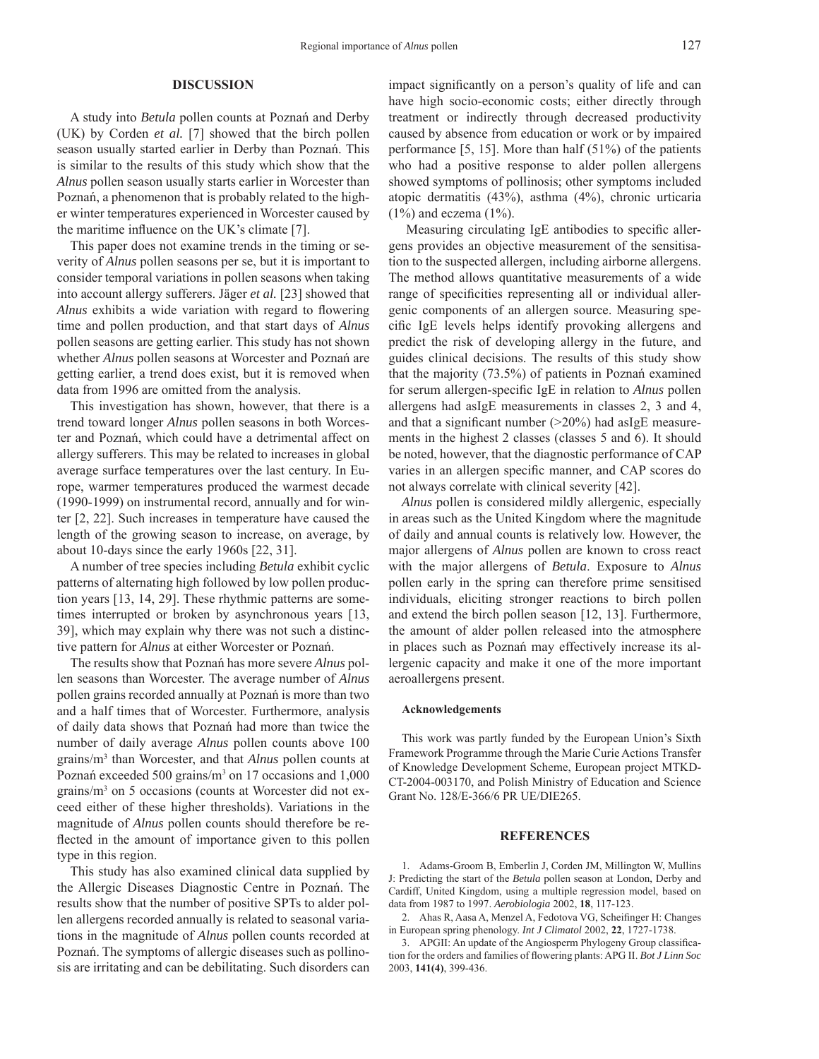## DISCUSSION

A study into *Betula* pollen counts at Poznań and Derby (UK) by Corden *et al.* [7] showed that the birch pollen season usually started earlier in Derby than Poznań. This is similar to the results of this study which show that the *Alnus* pollen season usually starts earlier in Worcester than Poznań, a phenomenon that is probably related to the higher winter temperatures experienced in Worcester caused by the maritime influence on the UK's climate [7].

This paper does not examine trends in the timing or severity of *Alnus* pollen seasons per se, but it is important to consider temporal variations in pollen seasons when taking into account allergy sufferers. Jäger *et al.* [23] showed that *Alnus* exhibits a wide variation with regard to flowering time and pollen production, and that start days of *Alnus* pollen seasons are getting earlier. This study has not shown whether *Alnus* pollen seasons at Worcester and Poznań are getting earlier, a trend does exist, but it is removed when data from 1996 are omitted from the analysis.

This investigation has shown, however, that there is a trend toward longer *Alnus* pollen seasons in both Worcester and Poznań, which could have a detrimental affect on allergy sufferers. This may be related to increases in global average surface temperatures over the last century. In Europe, warmer temperatures produced the warmest decade (1990-1999) on instrumental record, annually and for winter [2, 22]. Such increases in temperature have caused the length of the growing season to increase, on average, by about 10-days since the early 1960s [22, 31].

A number of tree species including *Betula* exhibit cyclic patterns of alternating high followed by low pollen production years [13, 14, 29]. These rhythmic patterns are sometimes interrupted or broken by asynchronous years [13, 39], which may explain why there was not such a distinctive pattern for *Alnus* at either Worcester or Poznań.

The results show that Poznań has more severe *Alnus* pollen seasons than Worcester. The average number of *Alnus* pollen grains recorded annually at Poznań is more than two and a half times that of Worcester. Furthermore, analysis of daily data shows that Poznań had more than twice the number of daily average *Alnus* pollen counts above 100 grains/m$^3$ than Worcester, and that *Alnus* pollen counts at Poznań exceeded 500 grains/m$^3$ on 17 occasions and 1,000 grains/m$^3$ on 5 occasions (counts at Worcester did not exceed either of these higher thresholds). Variations in the magnitude of *Alnus* pollen counts should therefore be reflected in the amount of importance given to this pollen type in this region.

This study has also examined clinical data supplied by the Allergic Diseases Diagnostic Centre in Poznań. The results show that the number of positive SPTs to alder pollen allergens recorded annually is related to seasonal variations in the magnitude of *Alnus* pollen counts recorded at Poznań. The symptoms of allergic diseases such as pollinosis are irritating and can be debilitating. Such disorders can impact significantly on a person's quality of life and can have high socio-economic costs; either directly through treatment or indirectly through decreased productivity caused by absence from education or work or by impaired performance [5, 15]. More than half (51%) of the patients who had a positive response to alder pollen allergens showed symptoms of pollinosis; other symptoms included atopic dermatitis (43%), asthma (4%), chronic urticaria (1%) and eczema (1%).

Measuring circulating IgE antibodies to specific allergens provides an objective measurement of the sensitisation to the suspected allergen, including airborne allergens. The method allows quantitative measurements of a wide range of specificities representing all or individual allergenic components of an allergen source. Measuring specific IgE levels helps identify provoking allergens and predict the risk of developing allergy in the future, and guides clinical decisions. The results of this study show that the majority (73.5%) of patients in Poznań examined for serum allergen-specific IgE in relation to *Alnus* pollen allergens had asIgE measurements in classes 2, 3 and 4, and that a significant number (>20%) had asIgE measurements in the highest 2 classes (classes 5 and 6). It should be noted, however, that the diagnostic performance of CAP varies in an allergen specific manner, and CAP scores do not always correlate with clinical severity [42].

*Alnus* pollen is considered mildly allergenic, especially in areas such as the United Kingdom where the magnitude of daily and annual counts is relatively low. However, the major allergens of *Alnus* pollen are known to cross react with the major allergens of *Betula*. Exposure to *Alnus* pollen early in the spring can therefore prime sensitised individuals, eliciting stronger reactions to birch pollen and extend the birch pollen season [12, 13]. Furthermore, the amount of alder pollen released into the atmosphere in places such as Poznań may effectively increase its allergenic capacity and make it one of the more important aeroallergens present.

#### Acknowledgements

This work was partly funded by the European Union's Sixth Framework Programme through the Marie Curie Actions Transfer of Knowledge Development Scheme, European project MTKD-CT-2004-003170, and Polish Ministry of Education and Science Grant No. 128/E-366/6 PR UE/DIE265.

## REFERENCES

1. Adams-Groom B, Emberlin J, Corden JM, Millington W, Mullins J: Predicting the start of the *Betula* pollen season at London, Derby and Cardiff, United Kingdom, using a multiple regression model, based on data from 1987 to 1997. *Aerobiologia* 2002, **18**, 117-123.
2. Ahas R, Aasa A, Menzel A, Fedotova VG, Scheifinger H: Changes in European spring phenology. *Int J Climatol* 2002, **22**, 1727-1738.
3. APGII: An update of the Angiosperm Phylogeny Group classification for the orders and families of flowering plants: APG II. *Bot J Linn Soc* 2003, **141(4)**, 399-436.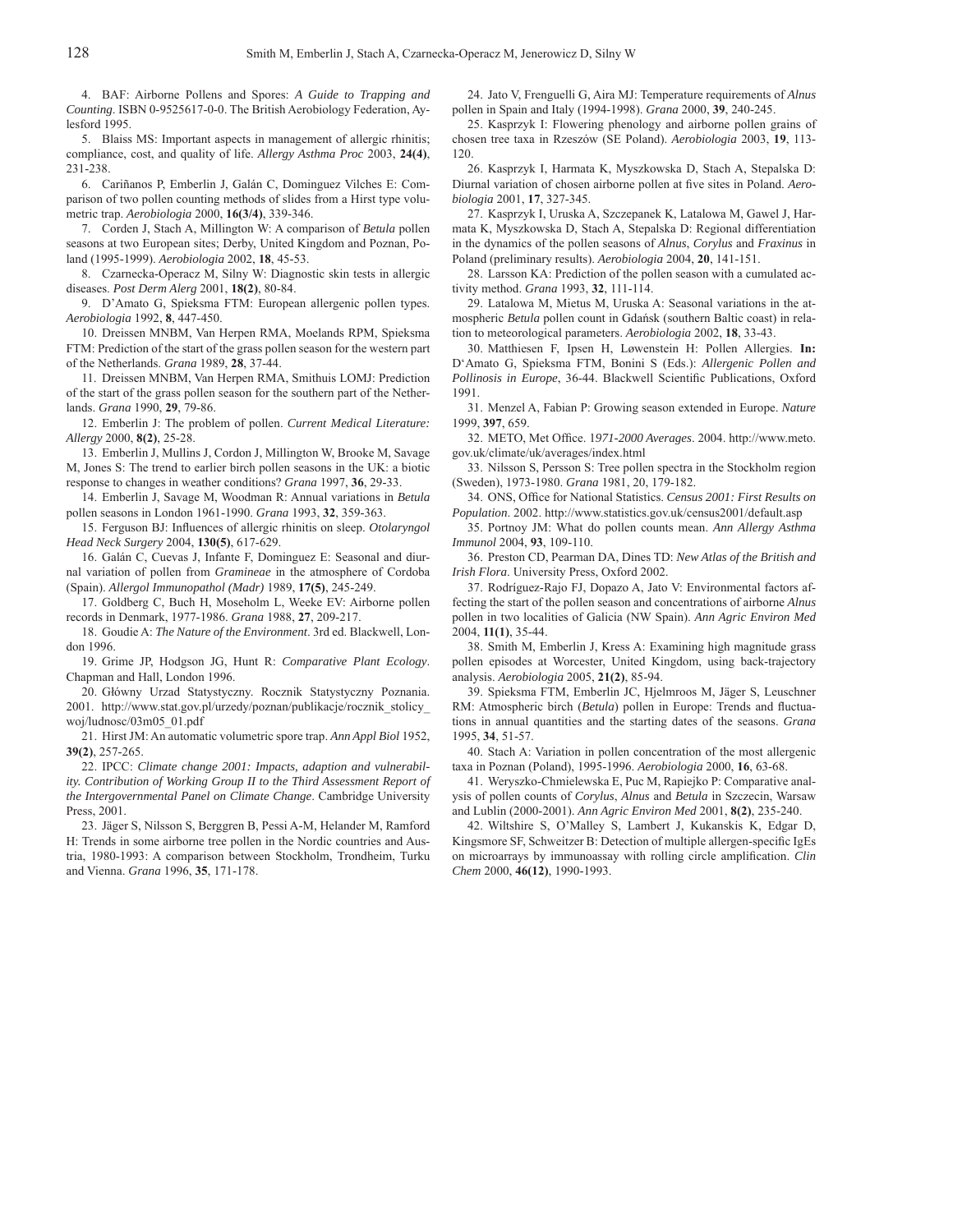4. BAF: Airborne Pollens and Spores: *A Guide to Trapping and Counting*. ISBN 0-9525617-0-0. The British Aerobiology Federation, Aylesford 1995.

5. Blaiss MS: Important aspects in management of allergic rhinitis; compliance, cost, and quality of life. *Allergy Asthma Proc* 2003, **24(4)**, 231-238.

6. Cariñanos P, Emberlin J, Galán C, Dominguez Vilches E: Comparison of two pollen counting methods of slides from a Hirst type volumetric trap. *Aerobiologia* 2000, **16(3/4)**, 339-346.

7. Corden J, Stach A, Millington W: A comparison of *Betula* pollen seasons at two European sites; Derby, United Kingdom and Poznan, Poland (1995-1999). *Aerobiologia* 2002, **18**, 45-53.

8. Czarnecka-Operacz M, Silny W: Diagnostic skin tests in allergic diseases. *Post Derm Alerg* 2001, **18(2)**, 80-84.

9. D'Amato G, Spieksma FTM: European allergenic pollen types. *Aerobiologia* 1992, **8**, 447-450.

10. Dreissen MNBM, Van Herpen RMA, Moelands RPM, Spieksma FTM: Prediction of the start of the grass pollen season for the western part of the Netherlands. *Grana* 1989, **28**, 37-44.

11. Dreissen MNBM, Van Herpen RMA, Smithuis LOMJ: Prediction of the start of the grass pollen season for the southern part of the Netherlands. *Grana* 1990, **29**, 79-86.

12. Emberlin J: The problem of pollen. *Current Medical Literature: Allergy* 2000, **8(2)**, 25-28.

13. Emberlin J, Mullins J, Cordon J, Millington W, Brooke M, Savage M, Jones S: The trend to earlier birch pollen seasons in the UK: a biotic response to changes in weather conditions? *Grana* 1997, **36**, 29-33.

14. Emberlin J, Savage M, Woodman R: Annual variations in *Betula* pollen seasons in London 1961-1990. *Grana* 1993, **32**, 359-363.

15. Ferguson BJ: Influences of allergic rhinitis on sleep. *Otolaryngol Head Neck Surgery* 2004, **130(5)**, 617-629.

16. Galán C, Cuevas J, Infante F, Dominguez E: Seasonal and diurnal variation of pollen from *Gramineae* in the atmosphere of Cordoba (Spain). *Allergol Immunopathol (Madr)* 1989, **17(5)**, 245-249.

17. Goldberg C, Buch H, Moseholm L, Weeke EV: Airborne pollen records in Denmark, 1977-1986. *Grana* 1988, **27**, 209-217.

18. Goudie A: *The Nature of the Environment*. 3rd ed. Blackwell, London 1996.

19. Grime JP, Hodgson JG, Hunt R: *Comparative Plant Ecology*. Chapman and Hall, London 1996.

20. Główny Urzad Statystyczny. Rocznik Statystyczny Poznania. 2001. http://www.stat.gov.pl/urzedy/poznan/publikacje/rocznik_stolicy_woj/ludnosc/03m05_01.pdf

21. Hirst JM: An automatic volumetric spore trap. *Ann Appl Biol* 1952, **39(2)**, 257-265.

22. IPCC: *Climate change 2001: Impacts, adaption and vulnerability. Contribution of Working Group II to the Third Assessment Report of the Intergovernmental Panel on Climate Change*. Cambridge University Press, 2001.

23. Jäger S, Nilsson S, Berggren B, Pessi A-M, Helander M, Ramford H: Trends in some airborne tree pollen in the Nordic countries and Austria, 1980-1993: A comparison between Stockholm, Trondheim, Turku and Vienna. *Grana* 1996, **35**, 171-178.

24. Jato V, Frenguelli G, Aira MJ: Temperature requirements of *Alnus* pollen in Spain and Italy (1994-1998). *Grana* 2000, **39**, 240-245.

25. Kasprzyk I: Flowering phenology and airborne pollen grains of chosen tree taxa in Rzeszów (SE Poland). *Aerobiologia* 2003, **19**, 113-120.

26. Kasprzyk I, Harmata K, Myszkowska D, Stach A, Stepalska D: Diurnal variation of chosen airborne pollen at five sites in Poland. *Aerobiologia* 2001, **17**, 327-345.

27. Kasprzyk I, Uruska A, Szczepanek K, Latalowa M, Gawel J, Harmata K, Myszkowska D, Stach A, Stepalska D: Regional differentiation in the dynamics of the pollen seasons of *Alnus*, *Corylus* and *Fraxinus* in Poland (preliminary results). *Aerobiologia* 2004, **20**, 141-151.

28. Larsson KA: Prediction of the pollen season with a cumulated activity method. *Grana* 1993, **32**, 111-114.

29. Latalowa M, Mietus M, Uruska A: Seasonal variations in the atmospheric *Betula* pollen count in Gdańsk (southern Baltic coast) in relation to meteorological parameters. *Aerobiologia* 2002, **18**, 33-43.

30. Matthiesen F, Ipsen H, Løwenstein H: Pollen Allergies. **In:** D'Amato G, Spieksma FTM, Bonini S (Eds.): *Allergenic Pollen and Pollinosis in Europe*, 36-44. Blackwell Scientific Publications, Oxford 1991.

31. Menzel A, Fabian P: Growing season extended in Europe. *Nature* 1999, **397**, 659.

32. METO, Met Office. *1971-2000 Averages*. 2004. http://www.meto.gov.uk/climate/uk/averages/index.html

33. Nilsson S, Persson S: Tree pollen spectra in the Stockholm region (Sweden), 1973-1980. *Grana* 1981, 20, 179-182.

34. ONS, Office for National Statistics. *Census 2001: First Results on Population*. 2002. http://www.statistics.gov.uk/census2001/default.asp

35. Portnoy JM: What do pollen counts mean. *Ann Allergy Asthma Immunol* 2004, **93**, 109-110.

36. Preston CD, Pearman DA, Dines TD: *New Atlas of the British and Irish Flora*. University Press, Oxford 2002.

37. Rodríguez-Rajo FJ, Dopazo A, Jato V: Environmental factors affecting the start of the pollen season and concentrations of airborne *Alnus* pollen in two localities of Galicia (NW Spain). *Ann Agric Environ Med* 2004, **11(1)**, 35-44.

38. Smith M, Emberlin J, Kress A: Examining high magnitude grass pollen episodes at Worcester, United Kingdom, using back-trajectory analysis. *Aerobiologia* 2005, **21(2)**, 85-94.

39. Spieksma FTM, Emberlin JC, Hjelmroos M, Jäger S, Leuschner RM: Atmospheric birch (*Betula*) pollen in Europe: Trends and fluctuations in annual quantities and the starting dates of the seasons. *Grana* 1995, **34**, 51-57.

40. Stach A: Variation in pollen concentration of the most allergenic taxa in Poznan (Poland), 1995-1996. *Aerobiologia* 2000, **16**, 63-68.

41. Weryszko-Chmielewska E, Puc M, Rapiejko P: Comparative analysis of pollen counts of *Corylus*, *Alnus* and *Betula* in Szczecin, Warsaw and Lublin (2000-2001). *Ann Agric Environ Med* 2001, **8(2)**, 235-240.

42. Wiltshire S, O'Malley S, Lambert J, Kukanskis K, Edgar D, Kingsmore SF, Schweitzer B: Detection of multiple allergen-specific IgEs on microarrays by immunoassay with rolling circle amplification. *Clin Chem* 2000, **46(12)**, 1990-1993.